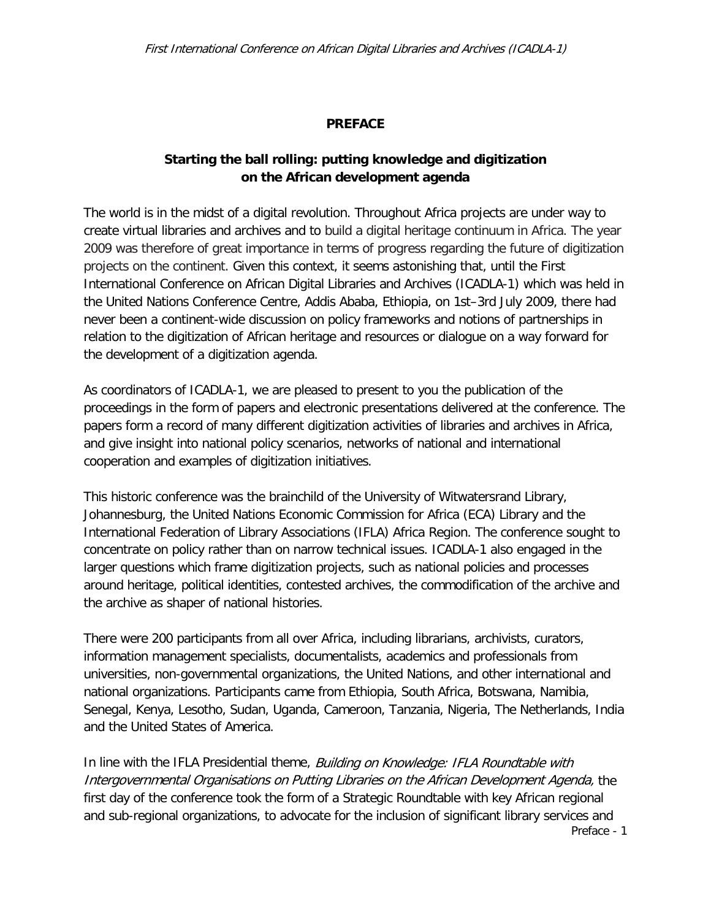## PREFACE

### Starting the ball rolling: putting knowledge and digitization on the African development agenda

The world is in the midst of a digital revolution. Throughout Africa projects are under way to create virtual libraries and archives and to build a digital heritage continuum in Africa. The year 2009 was therefore of great importance in terms of progress regarding the future of digitization projects on the continent. Given this context, it seems astonishing that, until the First International Conference on African Digital Libraries and Archives (ICADLA-1) which was held in the United Nations Conference Centre, Addis Ababa, Ethiopia, on 1st–3rd July 2009, there had never been a continent-wide discussion on policy frameworks and notions of partnerships in relation to the digitization of African heritage and resources or dialogue on a way forward for the development of a digitization agenda.

As coordinators of ICADLA-1, we are pleased to present to you the publication of the proceedings in the form of papers and electronic presentations delivered at the conference. The papers form a record of many different digitization activities of libraries and archives in Africa, and give insight into national policy scenarios, networks of national and international cooperation and examples of digitization initiatives.

This historic conference was the brainchild of the University of Witwatersrand Library, Johannesburg, the United Nations Economic Commission for Africa (ECA) Library and the International Federation of Library Associations (IFLA) Africa Region. The conference sought to concentrate on policy rather than on narrow technical issues. ICADLA-1 also engaged in the larger questions which frame digitization projects, such as national policies and processes around heritage, political identities, contested archives, the commodification of the archive and the archive as shaper of national histories.

There were 200 participants from all over Africa, including librarians, archivists, curators, information management specialists, documentalists, academics and professionals from universities, non-governmental organizations, the United Nations, and other international and national organizations. Participants came from Ethiopia, South Africa, Botswana, Namibia, Senegal, Kenya, Lesotho, Sudan, Uganda, Cameroon, Tanzania, Nigeria, The Netherlands, India and the United States of America.

In line with the IFLA Presidential theme, *Building on Knowledge: IFLA Roundtable with Intergovernmental Organisations on Putting Libraries on the African Development Agenda,* the first day of the conference took the form of a Strategic Roundtable with key African regional and sub-regional organizations, to advocate for the inclusion of significant library services and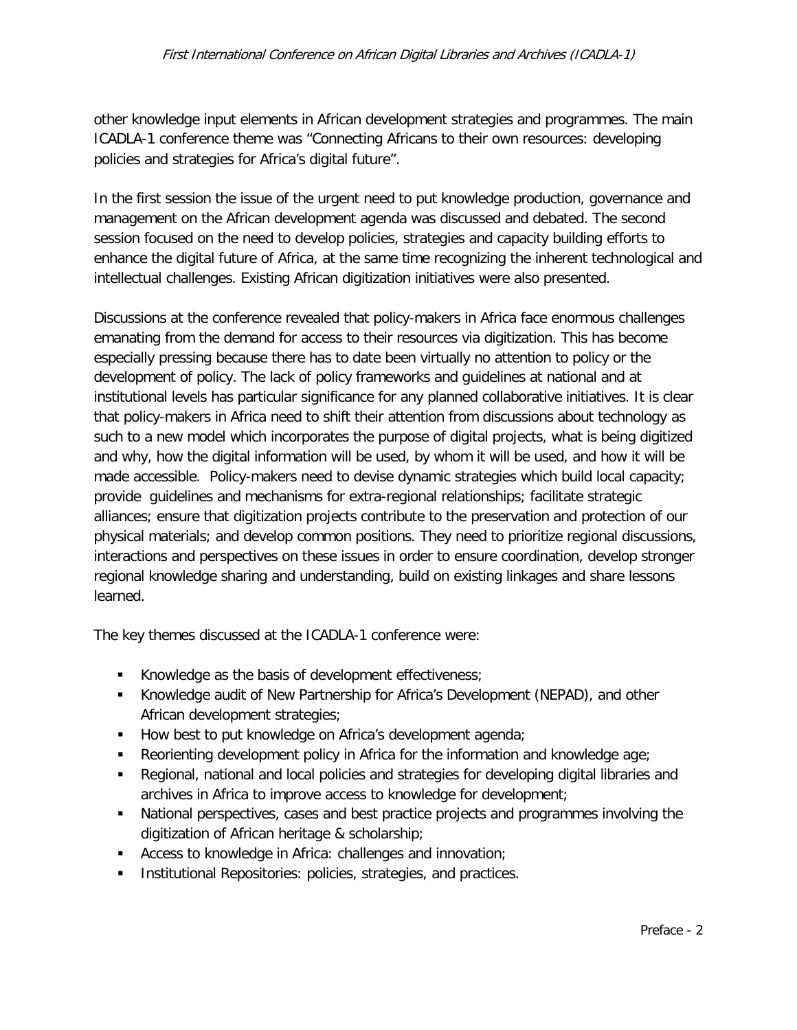other knowledge input elements in African development strategies and programmes. The main ICADLA-1 conference theme was "Connecting Africans to their own resources: developing policies and strategies for Africa's digital future".

In the first session the issue of the urgent need to put knowledge production, governance and management on the African development agenda was discussed and debated. The second session focused on the need to develop policies, strategies and capacity building efforts to enhance the digital future of Africa, at the same time recognizing the inherent technological and intellectual challenges. Existing African digitization initiatives were also presented.

Discussions at the conference revealed that policy-makers in Africa face enormous challenges emanating from the demand for access to their resources via digitization. This has become especially pressing because there has to date been virtually no attention to policy or the development of policy. The lack of policy frameworks and guidelines at national and at institutional levels has particular significance for any planned collaborative initiatives. It is clear that policy-makers in Africa need to shift their attention from discussions about technology as such to a new model which incorporates the purpose of digital projects, what is being digitized and why, how the digital information will be used, by whom it will be used, and how it will be made accessible. Policy-makers need to devise dynamic strategies which build local capacity; provide guidelines and mechanisms for extra-regional relationships; facilitate strategic alliances; ensure that digitization projects contribute to the preservation and protection of our physical materials; and develop common positions. They need to prioritize regional discussions, interactions and perspectives on these issues in order to ensure coordination, develop stronger regional knowledge sharing and understanding, build on existing linkages and share lessons learned.

The key themes discussed at the ICADLA-1 conference were:

- Knowledge as the basis of development effectiveness;
- Knowledge audit of New Partnership for Africa's Development (NEPAD), and other African development strategies;
- How best to put knowledge on Africa's development agenda;
- Reorienting development policy in Africa for the information and knowledge age;
- Regional, national and local policies and strategies for developing digital libraries and archives in Africa to improve access to knowledge for development;
- National perspectives, cases and best practice projects and programmes involving the digitization of African heritage & scholarship;
- Access to knowledge in Africa: challenges and innovation;
- Institutional Repositories: policies, strategies, and practices.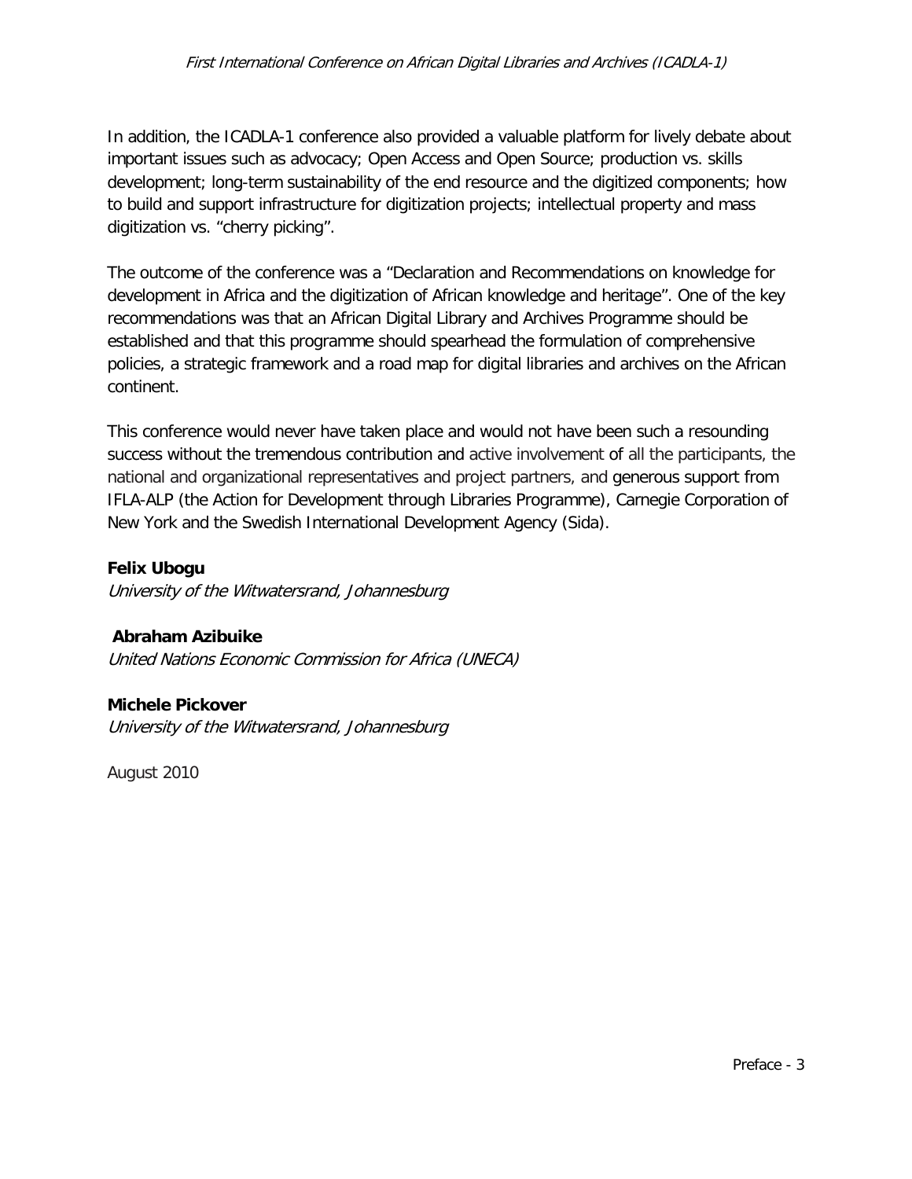In addition, the ICADLA-1 conference also provided a valuable platform for lively debate about important issues such as advocacy; Open Access and Open Source; production vs. skills development; long-term sustainability of the end resource and the digitized components; how to build and support infrastructure for digitization projects; intellectual property and mass digitization vs. "cherry picking".

The outcome of the conference was a "Declaration and Recommendations on knowledge for development in Africa and the digitization of African knowledge and heritage". One of the key recommendations was that an African Digital Library and Archives Programme should be established and that this programme should spearhead the formulation of comprehensive policies, a strategic framework and a road map for digital libraries and archives on the African continent.

This conference would never have taken place and would not have been such a resounding success without the tremendous contribution and active involvement of all the participants, the national and organizational representatives and project partners, and generous support from IFLA-ALP (the Action for Development through Libraries Programme), Carnegie Corporation of New York and the Swedish International Development Agency (Sida).

**Felix Ubogu**
*University of the Witwatersrand, Johannesburg*

**Abraham Azibuike**
*United Nations Economic Commission for Africa (UNECA)*

**Michele Pickover**
*University of the Witwatersrand, Johannesburg*

August 2010